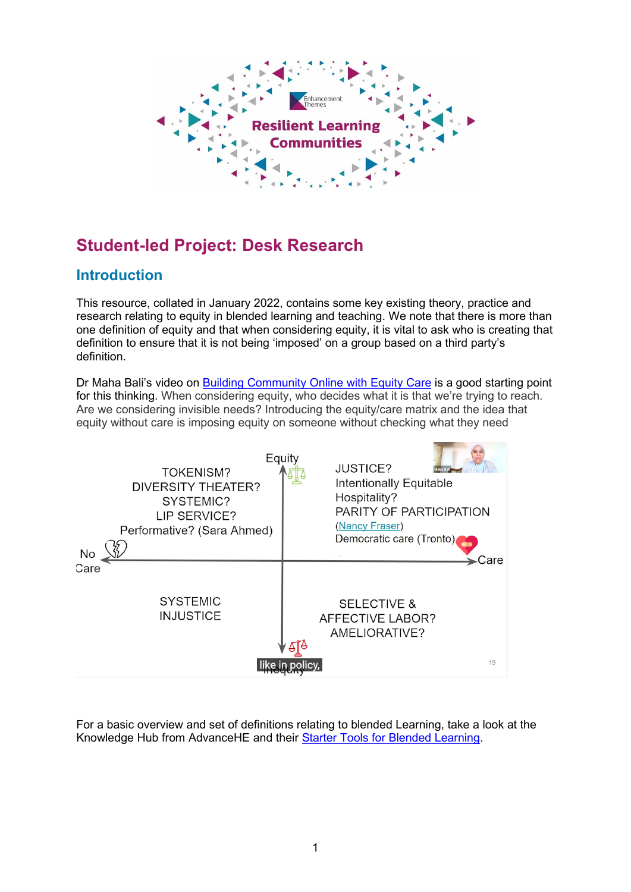# Student-led Project: Desk Research

## Introduction

This resource, collated in January 2022, contains some key existing theory, practice and research relating to equity in blended learning and teaching. We note that there is more than one definition of equity and that when considering equity, it is vital to ask who is creating that definition to ensure that it is not being 'imposed' on a group based on a third party's definition.

Dr Maha Bali's video on Building Community Online with Equity Care is a good starting point for this thinking. When considering equity, who decides what it is that we're trying to reach. Are we considering invisible needs? Introducing the equity/care matrix and the idea that equity without care is imposing equity on someone without checking what they need

For a basic overview and set of definitions relating to blended Learning, take a look at the Knowledge Hub from AdvanceHE and their Starter Tools for Blended Learning.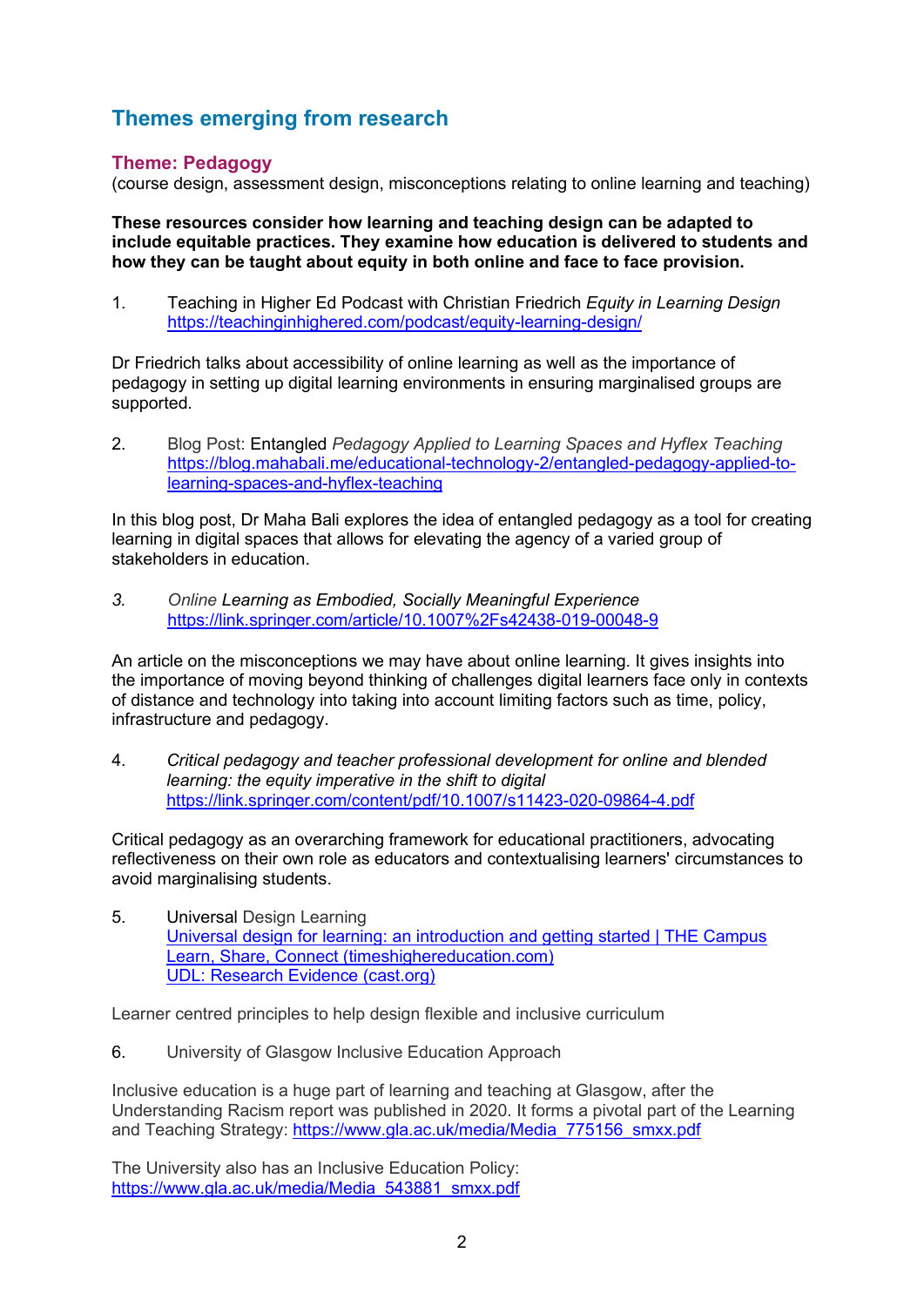## Themes emerging from research

### Theme: Pedagogy

(course design, assessment design, misconceptions relating to online learning and teaching)

**These resources consider how learning and teaching design can be adapted to include equitable practices. They examine how education is delivered to students and how they can be taught about equity in both online and face to face provision.**

1. Teaching in Higher Ed Podcast with Christian Friedrich *Equity in Learning Design*
   https://teachinginhighered.com/podcast/equity-learning-design/

Dr Friedrich talks about accessibility of online learning as well as the importance of pedagogy in setting up digital learning environments in ensuring marginalised groups are supported.

2. Blog Post: Entangled *Pedagogy Applied to Learning Spaces and Hyflex Teaching*
   https://blog.mahabali.me/educational-technology-2/entangled-pedagogy-applied-to-learning-spaces-and-hyflex-teaching

In this blog post, Dr Maha Bali explores the idea of entangled pedagogy as a tool for creating learning in digital spaces that allows for elevating the agency of a varied group of stakeholders in education.

3. *Online Learning as Embodied, Socially Meaningful Experience*
   https://link.springer.com/article/10.1007%2Fs42438-019-00048-9

An article on the misconceptions we may have about online learning. It gives insights into the importance of moving beyond thinking of challenges digital learners face only in contexts of distance and technology into taking into account limiting factors such as time, policy, infrastructure and pedagogy.

4. *Critical pedagogy and teacher professional development for online and blended learning: the equity imperative in the shift to digital*
   https://link.springer.com/content/pdf/10.1007/s11423-020-09864-4.pdf

Critical pedagogy as an overarching framework for educational practitioners, advocating reflectiveness on their own role as educators and contextualising learners' circumstances to avoid marginalising students.

5. Universal Design Learning
   [Universal design for learning: an introduction and getting started | THE Campus Learn, Share, Connect (timeshighereducation.com)]
   [UDL: Research Evidence (cast.org)]

Learner centred principles to help design flexible and inclusive curriculum

6. University of Glasgow Inclusive Education Approach

Inclusive education is a huge part of learning and teaching at Glasgow, after the Understanding Racism report was published in 2020. It forms a pivotal part of the Learning and Teaching Strategy: https://www.gla.ac.uk/media/Media_775156_smxx.pdf

The University also has an Inclusive Education Policy:
https://www.gla.ac.uk/media/Media_543881_smxx.pdf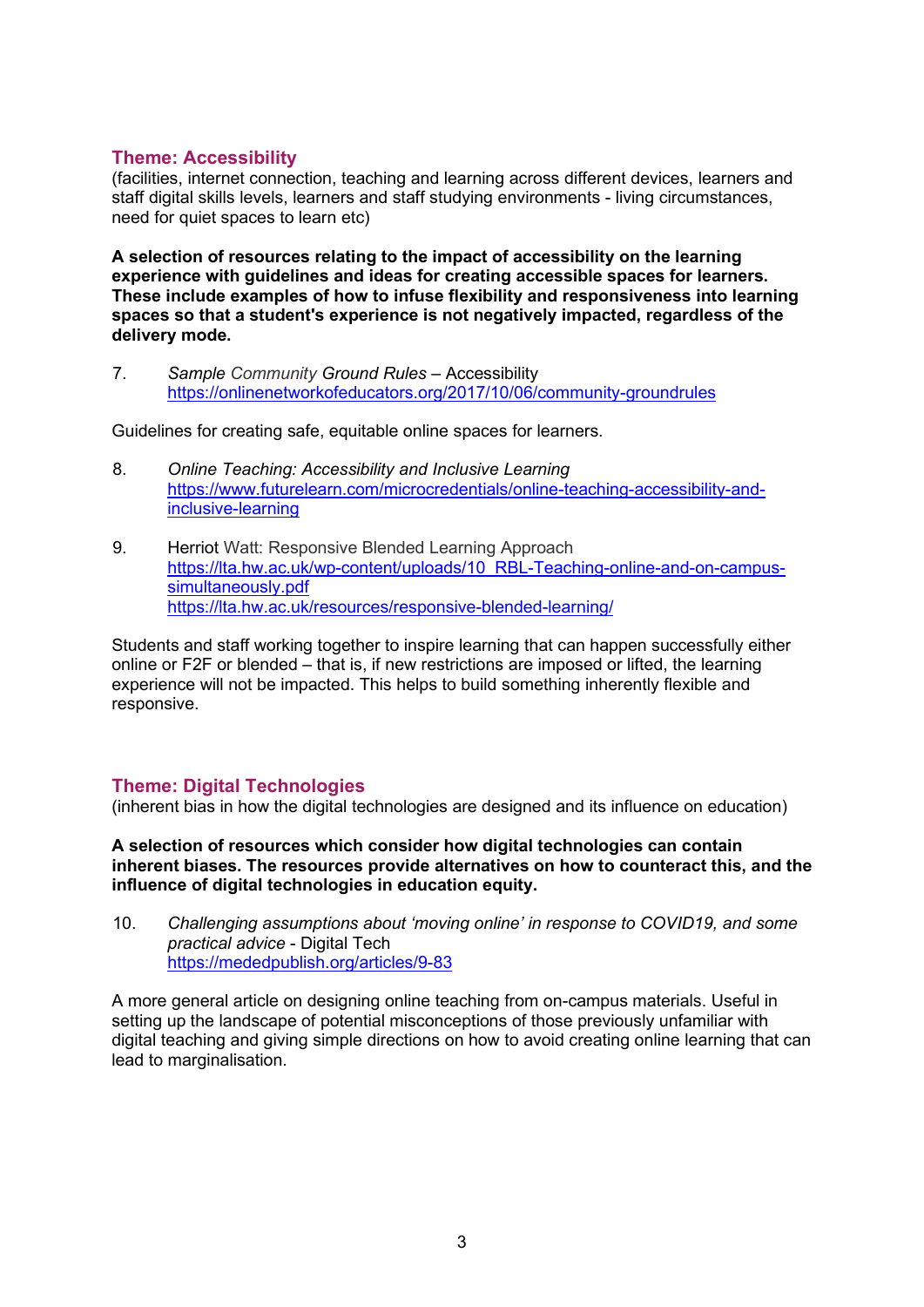## Theme: Accessibility

(facilities, internet connection, teaching and learning across different devices, learners and staff digital skills levels, learners and staff studying environments - living circumstances, need for quiet spaces to learn etc)

**A selection of resources relating to the impact of accessibility on the learning experience with guidelines and ideas for creating accessible spaces for learners. These include examples of how to infuse flexibility and responsiveness into learning spaces so that a student's experience is not negatively impacted, regardless of the delivery mode.**

7. *Sample Community Ground Rules* – Accessibility
   https://onlinenetworkofeducators.org/2017/10/06/community-groundrules

Guidelines for creating safe, equitable online spaces for learners.

8. *Online Teaching: Accessibility and Inclusive Learning*
   https://www.futurelearn.com/microcredentials/online-teaching-accessibility-and-inclusive-learning

9. Herriot Watt: Responsive Blended Learning Approach
   https://lta.hw.ac.uk/wp-content/uploads/10_RBL-Teaching-online-and-on-campus-simultaneously.pdf
   https://lta.hw.ac.uk/resources/responsive-blended-learning/

Students and staff working together to inspire learning that can happen successfully either online or F2F or blended – that is, if new restrictions are imposed or lifted, the learning experience will not be impacted. This helps to build something inherently flexible and responsive.

## Theme: Digital Technologies

(inherent bias in how the digital technologies are designed and its influence on education)

**A selection of resources which consider how digital technologies can contain inherent biases. The resources provide alternatives on how to counteract this, and the influence of digital technologies in education equity.**

10. *Challenging assumptions about 'moving online' in response to COVID19, and some practical advice* - Digital Tech
    https://mededpublish.org/articles/9-83

A more general article on designing online teaching from on-campus materials. Useful in setting up the landscape of potential misconceptions of those previously unfamiliar with digital teaching and giving simple directions on how to avoid creating online learning that can lead to marginalisation.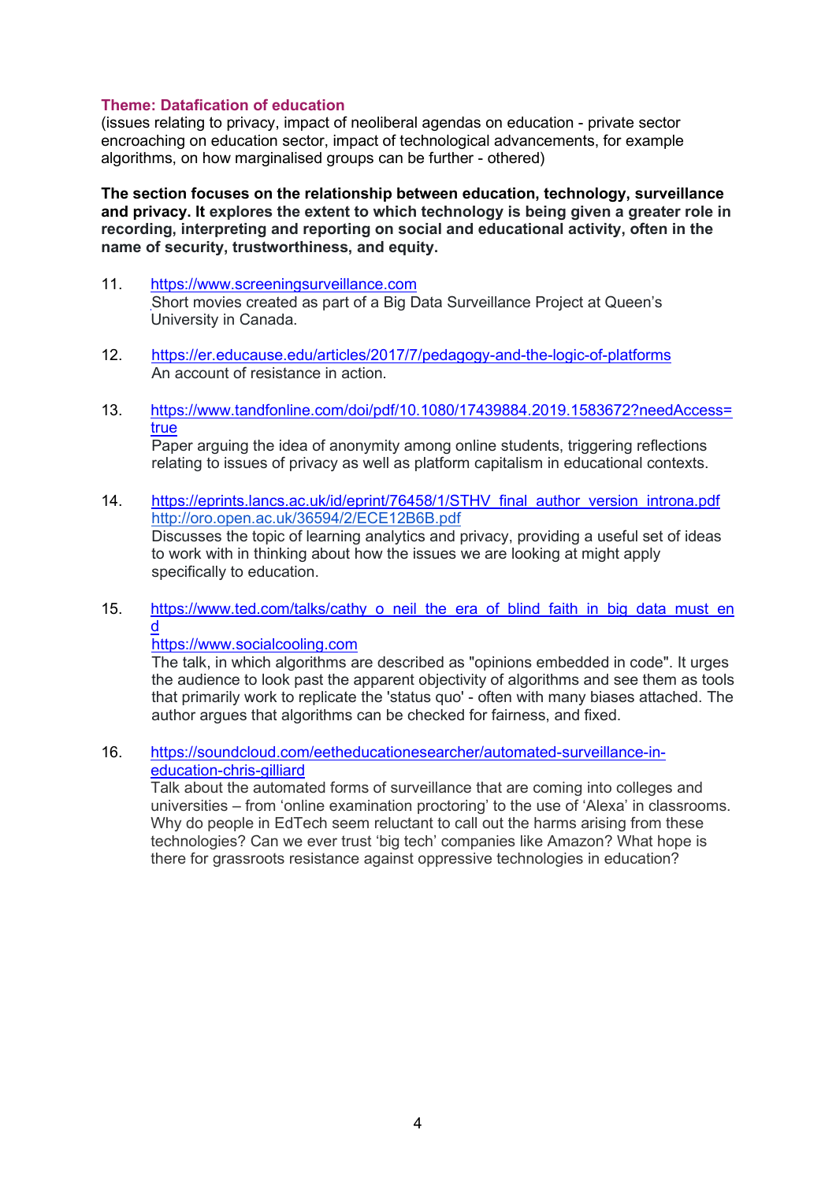## Theme: Datafication of education

(issues relating to privacy, impact of neoliberal agendas on education - private sector encroaching on education sector, impact of technological advancements, for example algorithms, on how marginalised groups can be further - othered)

**The section focuses on the relationship between education, technology, surveillance and privacy. It explores the extent to which technology is being given a greater role in recording, interpreting and reporting on social and educational activity, often in the name of security, trustworthiness, and equity.**

11. https://www.screeningsurveillance.com
    Short movies created as part of a Big Data Surveillance Project at Queen's University in Canada.

12. https://er.educause.edu/articles/2017/7/pedagogy-and-the-logic-of-platforms
    An account of resistance in action.

13. https://www.tandfonline.com/doi/pdf/10.1080/17439884.2019.1583672?needAccess=true
    Paper arguing the idea of anonymity among online students, triggering reflections relating to issues of privacy as well as platform capitalism in educational contexts.

14. https://eprints.lancs.ac.uk/id/eprint/76458/1/STHV_final_author_version_introna.pdf
    http://oro.open.ac.uk/36594/2/ECE12B6B.pdf
    Discusses the topic of learning analytics and privacy, providing a useful set of ideas to work with in thinking about how the issues we are looking at might apply specifically to education.

15. https://www.ted.com/talks/cathy_o_neil_the_era_of_blind_faith_in_big_data_must_end
    https://www.socialcooling.com
    The talk, in which algorithms are described as "opinions embedded in code". It urges the audience to look past the apparent objectivity of algorithms and see them as tools that primarily work to replicate the 'status quo' - often with many biases attached. The author argues that algorithms can be checked for fairness, and fixed.

16. https://soundcloud.com/eetheducationesearcher/automated-surveillance-in-education-chris-gilliard
    Talk about the automated forms of surveillance that are coming into colleges and universities – from 'online examination proctoring' to the use of 'Alexa' in classrooms. Why do people in EdTech seem reluctant to call out the harms arising from these technologies? Can we ever trust 'big tech' companies like Amazon? What hope is there for grassroots resistance against oppressive technologies in education?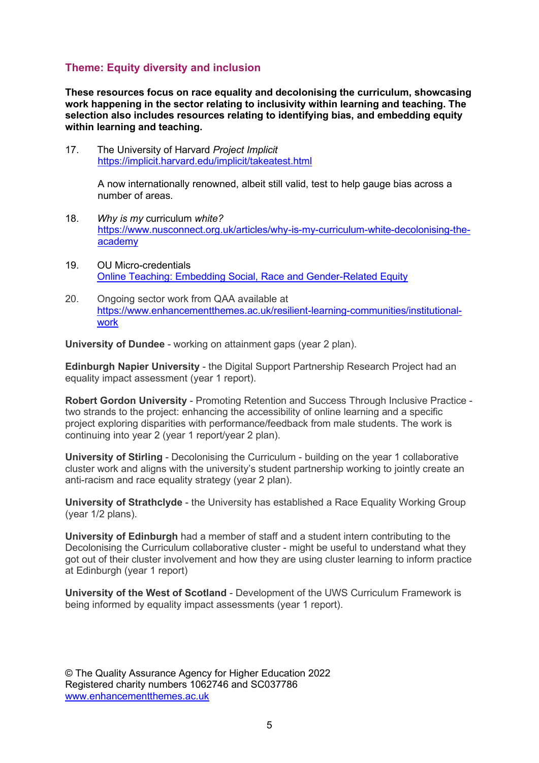## Theme: Equity diversity and inclusion

**These resources focus on race equality and decolonising the curriculum, showcasing work happening in the sector relating to inclusivity within learning and teaching. The selection also includes resources relating to identifying bias, and embedding equity within learning and teaching.**

17. The University of Harvard *Project Implicit*
    [https://implicit.harvard.edu/implicit/takeatest.html](https://implicit.harvard.edu/implicit/takeatest.html)

    A now internationally renowned, albeit still valid, test to help gauge bias across a number of areas.

18. *Why is my* curriculum *white?*
    [https://www.nusconnect.org.uk/articles/why-is-my-curriculum-white-decolonising-the-academy](https://www.nusconnect.org.uk/articles/why-is-my-curriculum-white-decolonising-the-academy)

19. OU Micro-credentials
    [Online Teaching: Embedding Social, Race and Gender-Related Equity]()

20. Ongoing sector work from QAA available at
    [https://www.enhancementthemes.ac.uk/resilient-learning-communities/institutional-work](https://www.enhancementthemes.ac.uk/resilient-learning-communities/institutional-work)

**University of Dundee** - working on attainment gaps (year 2 plan).

**Edinburgh Napier University** - the Digital Support Partnership Research Project had an equality impact assessment (year 1 report).

**Robert Gordon University** - Promoting Retention and Success Through Inclusive Practice - two strands to the project: enhancing the accessibility of online learning and a specific project exploring disparities with performance/feedback from male students. The work is continuing into year 2 (year 1 report/year 2 plan).

**University of Stirling** - Decolonising the Curriculum - building on the year 1 collaborative cluster work and aligns with the university's student partnership working to jointly create an anti-racism and race equality strategy (year 2 plan).

**University of Strathclyde** - the University has established a Race Equality Working Group (year 1/2 plans).

**University of Edinburgh** had a member of staff and a student intern contributing to the Decolonising the Curriculum collaborative cluster - might be useful to understand what they got out of their cluster involvement and how they are using cluster learning to inform practice at Edinburgh (year 1 report)

**University of the West of Scotland** - Development of the UWS Curriculum Framework is being informed by equality impact assessments (year 1 report).

© The Quality Assurance Agency for Higher Education 2022
Registered charity numbers 1062746 and SC037786
[www.enhancementthemes.ac.uk](http://www.enhancementthemes.ac.uk)